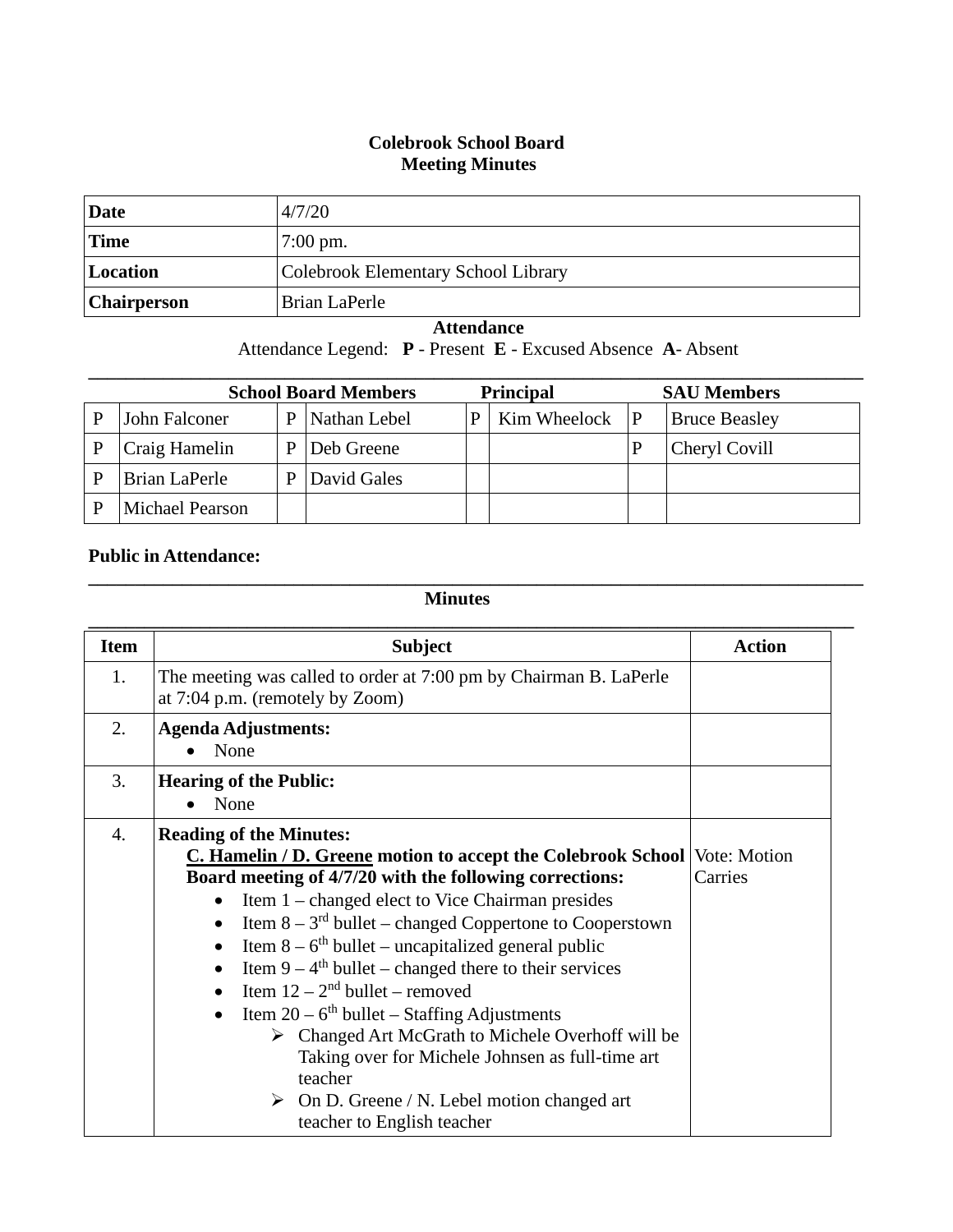**Colebrook School Board**
**Meeting Minutes**

| **Date** | 4/7/20 |
|---|---|
| **Time** | 7:00 pm. |
| **Location** | Colebrook Elementary School Library |
| **Chairperson** | Brian LaPerle |

**Attendance**

Attendance Legend: **P** - Present **E** - Excused Absence **A**- Absent

| | **School Board Members** | | | | **Principal** | | **SAU Members** |
|---|---|---|---|---|---|---|---|
| P | John Falconer | P | Nathan Lebel | P | Kim Wheelock | P | Bruce Beasley |
| P | Craig Hamelin | P | Deb Greene | | | P | Cheryl Covill |
| P | Brian LaPerle | P | David Gales | | | | |
| P | Michael Pearson | | | | | | |

**Public in Attendance:**

**Minutes**

| Item | Subject | Action |
|---|---|---|
| 1. | The meeting was called to order at 7:00 pm by Chairman B. LaPerle at 7:04 p.m. (remotely by Zoom) | |
| 2. | **Agenda Adjustments:**<br>• None | |
| 3. | **Hearing of the Public:**<br>• None | |
| 4. | **Reading of the Minutes:**<br>**C. Hamelin / D. Greene motion to accept the Colebrook School Board meeting of 4/7/20 with the following corrections:**<br>• Item 1 – changed elect to Vice Chairman presides<br>• Item 8 – 3rd bullet – changed Coppertone to Cooperstown<br>• Item 8 – 6th bullet – uncapitalized general public<br>• Item 9 – 4th bullet – changed there to their services<br>• Item 12 – 2nd bullet – removed<br>• Item 20 – 6th bullet – Staffing Adjustments<br>➢ Changed Art McGrath to Michele Overhoff will be Taking over for Michele Johnsen as full-time art teacher<br>➢ On D. Greene / N. Lebel motion changed art teacher to English teacher | Vote: Motion Carries |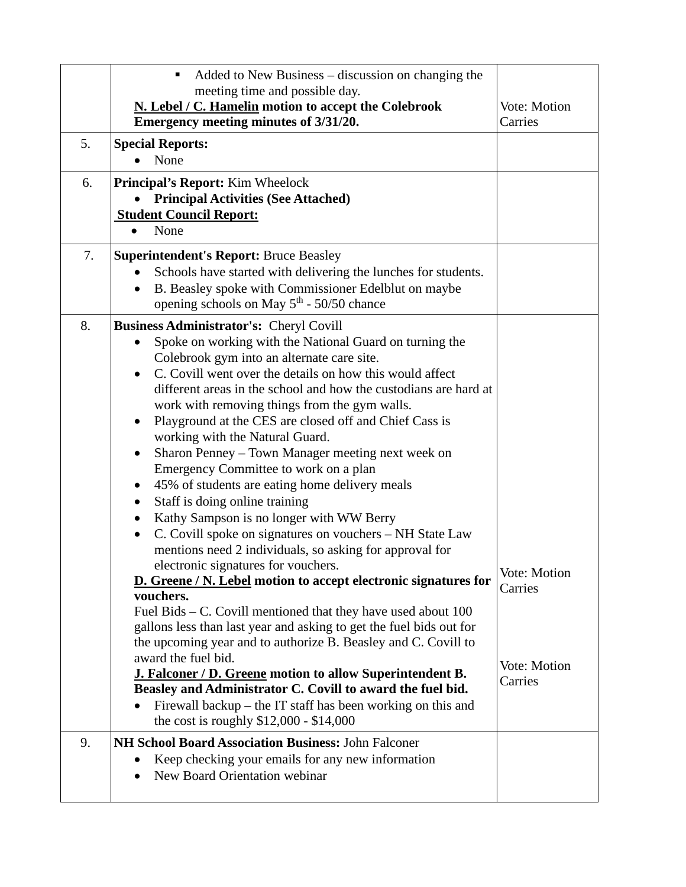| | | |
|---|---|---|
| | ▪ Added to New Business – discussion on changing the meeting time and possible day.<br>**<u>N. Lebel / C. Hamelin</u> motion to accept the Colebrook Emergency meeting minutes of 3/31/20.** | Vote: Motion Carries |
| 5. | **Special Reports:**<br>• None | |
| 6. | **Principal's Report:** Kim Wheelock<br>• **Principal Activities (See Attached)**<br>**<u>Student Council Report:</u>**<br>• None | |
| 7. | **Superintendent's Report:** Bruce Beasley<br>• Schools have started with delivering the lunches for students.<br>• B. Beasley spoke with Commissioner Edelblut on maybe opening schools on May 5th - 50/50 chance | |
| 8. | **Business Administrator's:** Cheryl Covill<br>• Spoke on working with the National Guard on turning the Colebrook gym into an alternate care site.<br>• C. Covill went over the details on how this would affect different areas in the school and how the custodians are hard at work with removing things from the gym walls.<br>• Playground at the CES are closed off and Chief Cass is working with the Natural Guard.<br>• Sharon Penney – Town Manager meeting next week on Emergency Committee to work on a plan<br>• 45% of students are eating home delivery meals<br>• Staff is doing online training<br>• Kathy Sampson is no longer with WW Berry<br>• C. Covill spoke on signatures on vouchers – NH State Law mentions need 2 individuals, so asking for approval for electronic signatures for vouchers.<br>**<u>D. Greene / N. Lebel</u> motion to accept electronic signatures for vouchers.**<br>Fuel Bids – C. Covill mentioned that they have used about 100 gallons less than last year and asking to get the fuel bids out for the upcoming year and to authorize B. Beasley and C. Covill to award the fuel bid.<br>**<u>J. Falconer / D. Greene</u> motion to allow Superintendent B. Beasley and Administrator C. Covill to award the fuel bid.**<br>• Firewall backup – the IT staff has been working on this and the cost is roughly $12,000 - $14,000 | Vote: Motion Carries<br><br>Vote: Motion Carries |
| 9. | **NH School Board Association Business:** John Falconer<br>• Keep checking your emails for any new information<br>• New Board Orientation webinar | |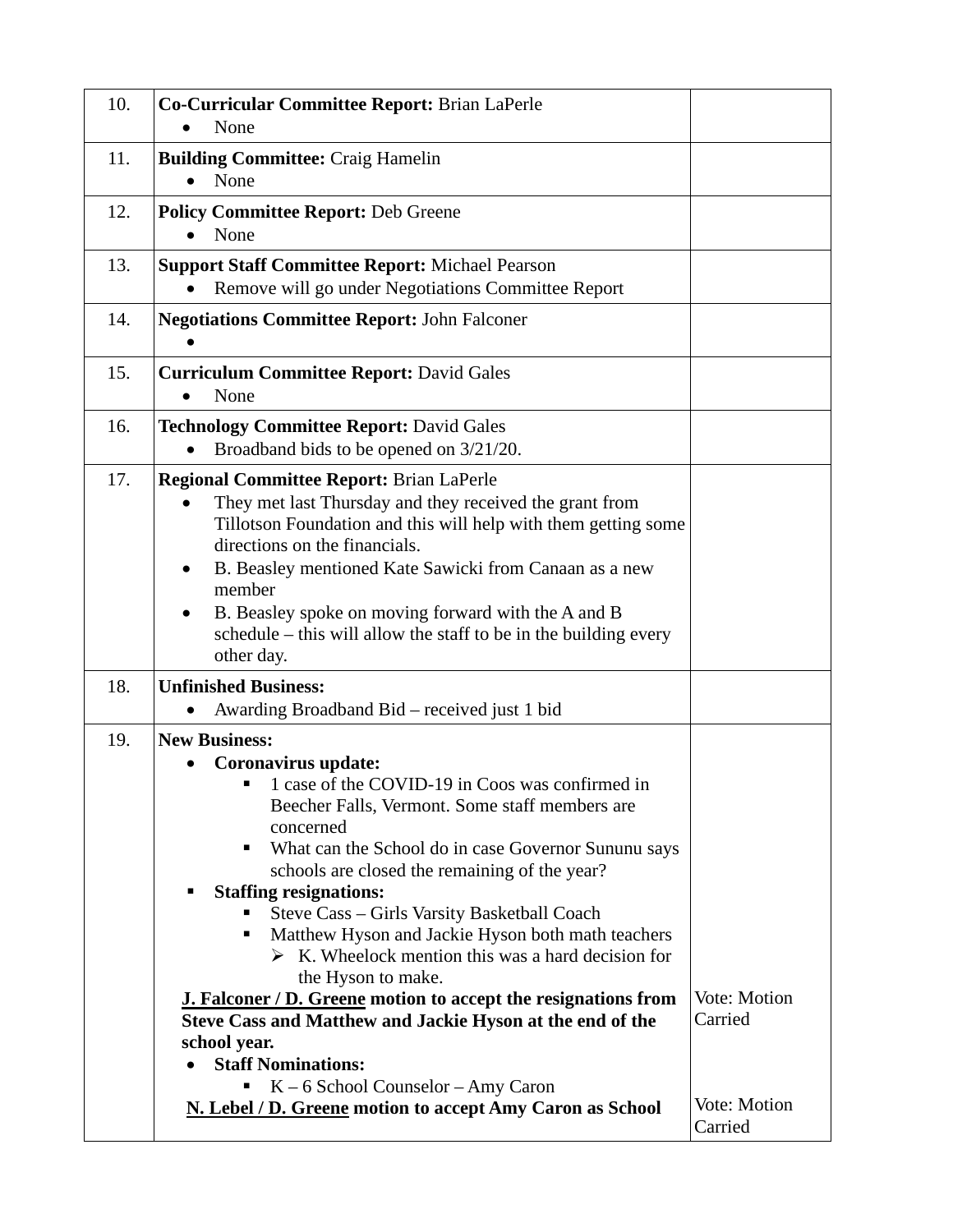| | | |
|---|---|---|
| 10. | **Co-Curricular Committee Report:** Brian LaPerle<br>• None | |
| 11. | **Building Committee:** Craig Hamelin<br>• None | |
| 12. | **Policy Committee Report:** Deb Greene<br>• None | |
| 13. | **Support Staff Committee Report:** Michael Pearson<br>• Remove will go under Negotiations Committee Report | |
| 14. | **Negotiations Committee Report:** John Falconer<br>• | |
| 15. | **Curriculum Committee Report:** David Gales<br>• None | |
| 16. | **Technology Committee Report:** David Gales<br>• Broadband bids to be opened on 3/21/20. | |
| 17. | **Regional Committee Report:** Brian LaPerle<br>• They met last Thursday and they received the grant from Tillotson Foundation and this will help with them getting some directions on the financials.<br>• B. Beasley mentioned Kate Sawicki from Canaan as a new member<br>• B. Beasley spoke on moving forward with the A and B schedule – this will allow the staff to be in the building every other day. | |
| 18. | **Unfinished Business:**<br>• Awarding Broadband Bid – received just 1 bid | |
| 19. | **New Business:**<br>• **Coronavirus update:**<br>▪ 1 case of the COVID-19 in Coos was confirmed in Beecher Falls, Vermont. Some staff members are concerned<br>▪ What can the School do in case Governor Sununu says schools are closed the remaining of the year?<br>▪ **Staffing resignations:**<br>▪ Steve Cass – Girls Varsity Basketball Coach<br>▪ Matthew Hyson and Jackie Hyson both math teachers<br>➢ K. Wheelock mention this was a hard decision for the Hyson to make.<br>**<u>J. Falconer / D. Greene</u> motion to accept the resignations from Steve Cass and Matthew and Jackie Hyson at the end of the school year.**<br>• **Staff Nominations:**<br>▪ K – 6 School Counselor – Amy Caron<br>**<u>N. Lebel / D. Greene</u> motion to accept Amy Caron as School** | Vote: Motion Carried<br><br>Vote: Motion Carried |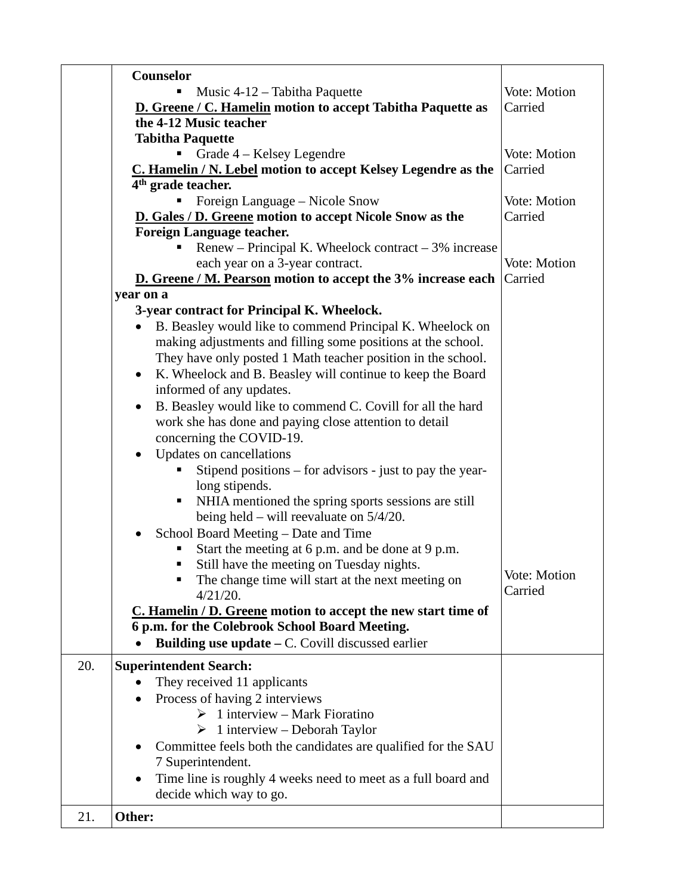| | | |
|---|---|---|
| | **Counselor**<br>▪ Music 4-12 – Tabitha Paquette<br>**D. Greene / C. Hamelin motion to accept Tabitha Paquette as the 4-12 Music teacher**<br>**Tabitha Paquette**<br>▪ Grade 4 – Kelsey Legendre<br>**C. Hamelin / N. Lebel motion to accept Kelsey Legendre as the 4th grade teacher.**<br>▪ Foreign Language – Nicole Snow<br>**D. Gales / D. Greene motion to accept Nicole Snow as the Foreign Language teacher.**<br>▪ Renew – Principal K. Wheelock contract – 3% increase each year on a 3-year contract.<br>**D. Greene / M. Pearson motion to accept the 3% increase each year on a 3-year contract for Principal K. Wheelock.**<br>• B. Beasley would like to commend Principal K. Wheelock on making adjustments and filling some positions at the school. They have only posted 1 Math teacher position in the school.<br>• K. Wheelock and B. Beasley will continue to keep the Board informed of any updates.<br>• B. Beasley would like to commend C. Covill for all the hard work she has done and paying close attention to detail concerning the COVID-19.<br>• Updates on cancellations<br>▪ Stipend positions – for advisors - just to pay the year-long stipends.<br>▪ NHIA mentioned the spring sports sessions are still being held – will reevaluate on 5/4/20.<br>• School Board Meeting – Date and Time<br>▪ Start the meeting at 6 p.m. and be done at 9 p.m.<br>▪ Still have the meeting on Tuesday nights.<br>▪ The change time will start at the next meeting on 4/21/20.<br>**C. Hamelin / D. Greene motion to accept the new start time of 6 p.m. for the Colebrook School Board Meeting.**<br>• **Building use update –** C. Covill discussed earlier | Vote: Motion Carried<br><br>Vote: Motion Carried<br><br>Vote: Motion Carried<br><br>Vote: Motion Carried<br><br>Vote: Motion Carried |
| 20. | **Superintendent Search:**<br>• They received 11 applicants<br>• Process of having 2 interviews<br>➢ 1 interview – Mark Fioratino<br>➢ 1 interview – Deborah Taylor<br>• Committee feels both the candidates are qualified for the SAU 7 Superintendent.<br>• Time line is roughly 4 weeks need to meet as a full board and decide which way to go. | |
| 21. | **Other:** | |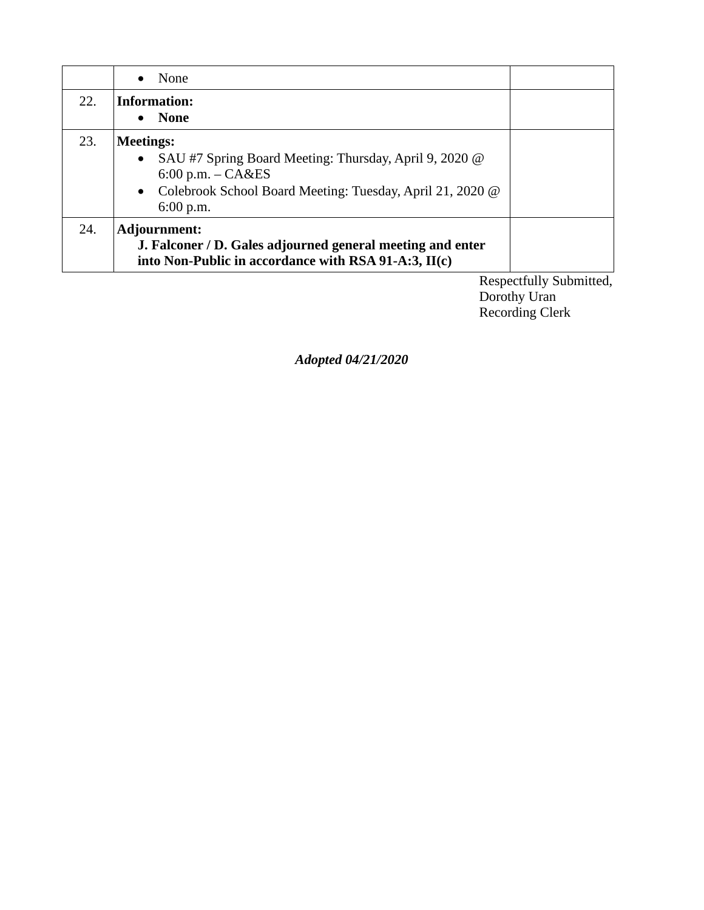| | | |
|---|---|---|
| | • None | |
| 22. | **Information:**<br>• **None** | |
| 23. | **Meetings:**<br>• SAU #7 Spring Board Meeting: Thursday, April 9, 2020 @ 6:00 p.m. – CA&ES<br>• Colebrook School Board Meeting: Tuesday, April 21, 2020 @ 6:00 p.m. | |
| 24. | **Adjournment:**<br>**J. Falconer / D. Gales adjourned general meeting and enter into Non-Public in accordance with RSA 91-A:3, II(c)** | |

Respectfully Submitted,
Dorothy Uran
Recording Clerk

***Adopted 04/21/2020***